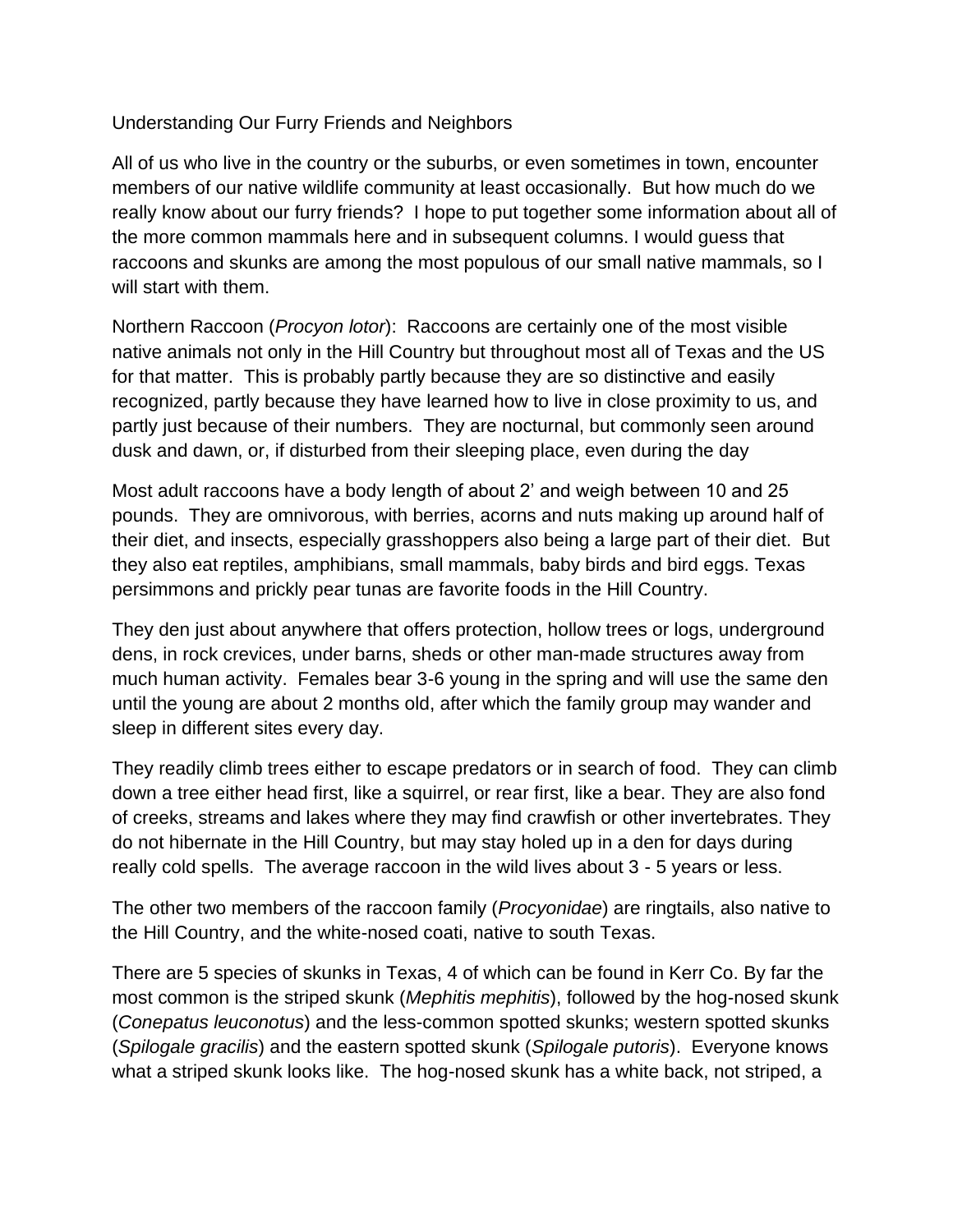# Understanding Our Furry Friends and Neighbors

All of us who live in the country or the suburbs, or even sometimes in town, encounter members of our native wildlife community at least occasionally. But how much do we really know about our furry friends? I hope to put together some information about all of the more common mammals here and in subsequent columns. I would guess that raccoons and skunks are among the most populous of our small native mammals, so I will start with them.

Northern Raccoon (*Procyon lotor*): Raccoons are certainly one of the most visible native animals not only in the Hill Country but throughout most all of Texas and the US for that matter. This is probably partly because they are so distinctive and easily recognized, partly because they have learned how to live in close proximity to us, and partly just because of their numbers. They are nocturnal, but commonly seen around dusk and dawn, or, if disturbed from their sleeping place, even during the day

Most adult raccoons have a body length of about 2' and weigh between 10 and 25 pounds. They are omnivorous, with berries, acorns and nuts making up around half of their diet, and insects, especially grasshoppers also being a large part of their diet. But they also eat reptiles, amphibians, small mammals, baby birds and bird eggs. Texas persimmons and prickly pear tunas are favorite foods in the Hill Country.

They den just about anywhere that offers protection, hollow trees or logs, underground dens, in rock crevices, under barns, sheds or other man-made structures away from much human activity. Females bear 3-6 young in the spring and will use the same den until the young are about 2 months old, after which the family group may wander and sleep in different sites every day.

They readily climb trees either to escape predators or in search of food. They can climb down a tree either head first, like a squirrel, or rear first, like a bear. They are also fond of creeks, streams and lakes where they may find crawfish or other invertebrates. They do not hibernate in the Hill Country, but may stay holed up in a den for days during really cold spells. The average raccoon in the wild lives about 3 - 5 years or less.

The other two members of the raccoon family (*Procyonidae*) are ringtails, also native to the Hill Country, and the white-nosed coati, native to south Texas.

There are 5 species of skunks in Texas, 4 of which can be found in Kerr Co. By far the most common is the striped skunk (*Mephitis mephitis*), followed by the hog-nosed skunk (*Conepatus leuconotus*) and the less-common spotted skunks; western spotted skunks (*Spilogale gracilis*) and the eastern spotted skunk (*Spilogale putoris*). Everyone knows what a striped skunk looks like. The hog-nosed skunk has a white back, not striped, a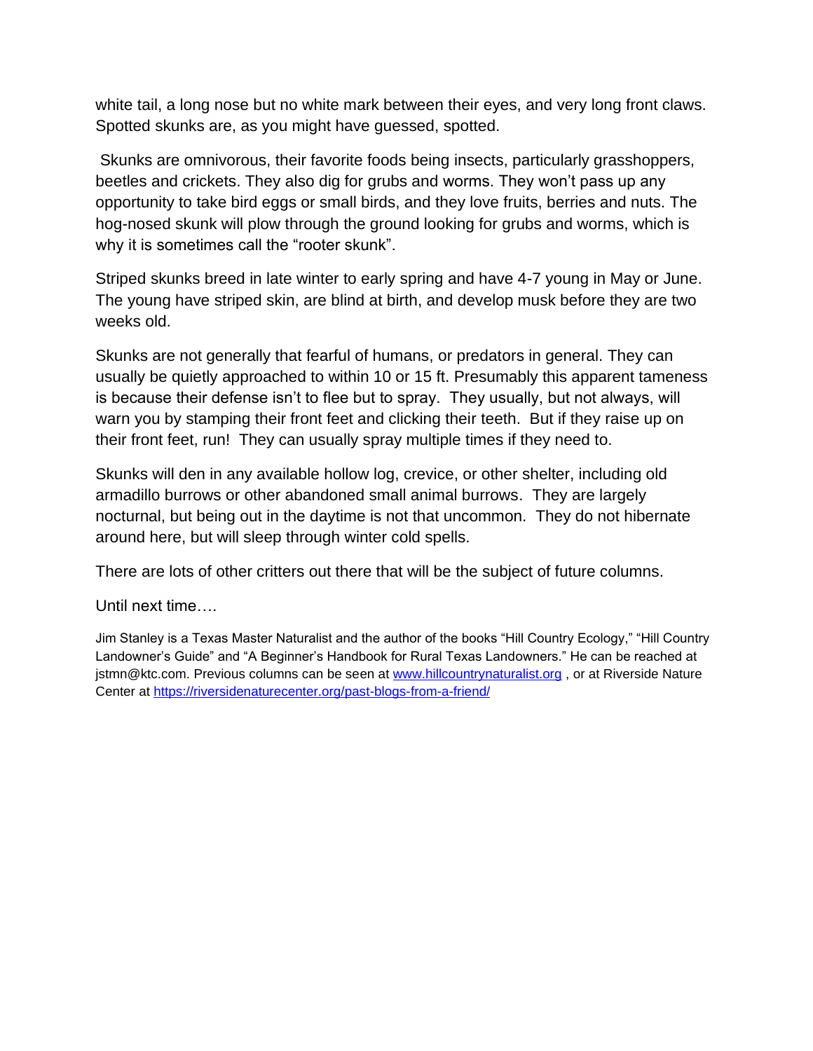white tail, a long nose but no white mark between their eyes, and very long front claws. Spotted skunks are, as you might have guessed, spotted.

Skunks are omnivorous, their favorite foods being insects, particularly grasshoppers, beetles and crickets. They also dig for grubs and worms. They won't pass up any opportunity to take bird eggs or small birds, and they love fruits, berries and nuts. The hog-nosed skunk will plow through the ground looking for grubs and worms, which is why it is sometimes call the "rooter skunk".

Striped skunks breed in late winter to early spring and have 4-7 young in May or June. The young have striped skin, are blind at birth, and develop musk before they are two weeks old.

Skunks are not generally that fearful of humans, or predators in general. They can usually be quietly approached to within 10 or 15 ft. Presumably this apparent tameness is because their defense isn't to flee but to spray. They usually, but not always, will warn you by stamping their front feet and clicking their teeth. But if they raise up on their front feet, run! They can usually spray multiple times if they need to.

Skunks will den in any available hollow log, crevice, or other shelter, including old armadillo burrows or other abandoned small animal burrows. They are largely nocturnal, but being out in the daytime is not that uncommon. They do not hibernate around here, but will sleep through winter cold spells.

There are lots of other critters out there that will be the subject of future columns.

Until next time….

Jim Stanley is a Texas Master Naturalist and the author of the books "Hill Country Ecology," "Hill Country Landowner's Guide" and "A Beginner's Handbook for Rural Texas Landowners." He can be reached at jstmn@ktc.com. Previous columns can be seen at [www.hillcountrynaturalist.org](http://www.hillcountrynaturalist.org) , or at Riverside Nature Center at [https://riversidenaturecenter.org/past-blogs-from-a-friend/](https://riversidenaturecenter.org/past-blogs-from-a-friend/)